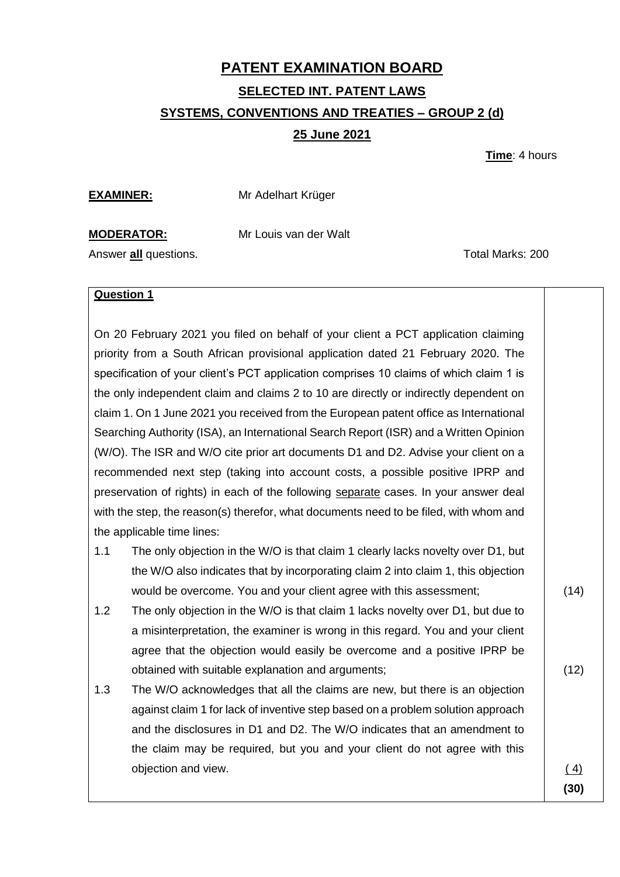# PATENT EXAMINATION BOARD

## SELECTED INT. PATENT LAWS

## SYSTEMS, CONVENTIONS AND TREATIES – GROUP 2 (d)

## 25 June 2021

**Time**: 4 hours

**EXAMINER:** Mr Adelhart Krüger

**MODERATOR:** Mr Louis van der Walt

Answer **all** questions. Total Marks: 200

---

**Question 1**

On 20 February 2021 you filed on behalf of your client a PCT application claiming priority from a South African provisional application dated 21 February 2020. The specification of your client's PCT application comprises 10 claims of which claim 1 is the only independent claim and claims 2 to 10 are directly or indirectly dependent on claim 1. On 1 June 2021 you received from the European patent office as International Searching Authority (ISA), an International Search Report (ISR) and a Written Opinion (W/O). The ISR and W/O cite prior art documents D1 and D2. Advise your client on a recommended next step (taking into account costs, a possible positive IPRP and preservation of rights) in each of the following separate cases. In your answer deal with the step, the reason(s) therefor, what documents need to be filed, with whom and the applicable time lines:

1.1 The only objection in the W/O is that claim 1 clearly lacks novelty over D1, but the W/O also indicates that by incorporating claim 2 into claim 1, this objection would be overcome. You and your client agree with this assessment; (14)

1.2 The only objection in the W/O is that claim 1 lacks novelty over D1, but due to a misinterpretation, the examiner is wrong in this regard. You and your client agree that the objection would easily be overcome and a positive IPRP be obtained with suitable explanation and arguments; (12)

1.3 The W/O acknowledges that all the claims are new, but there is an objection against claim 1 for lack of inventive step based on a problem solution approach and the disclosures in D1 and D2. The W/O indicates that an amendment to the claim may be required, but you and your client do not agree with this objection and view. ( 4)

**(30)**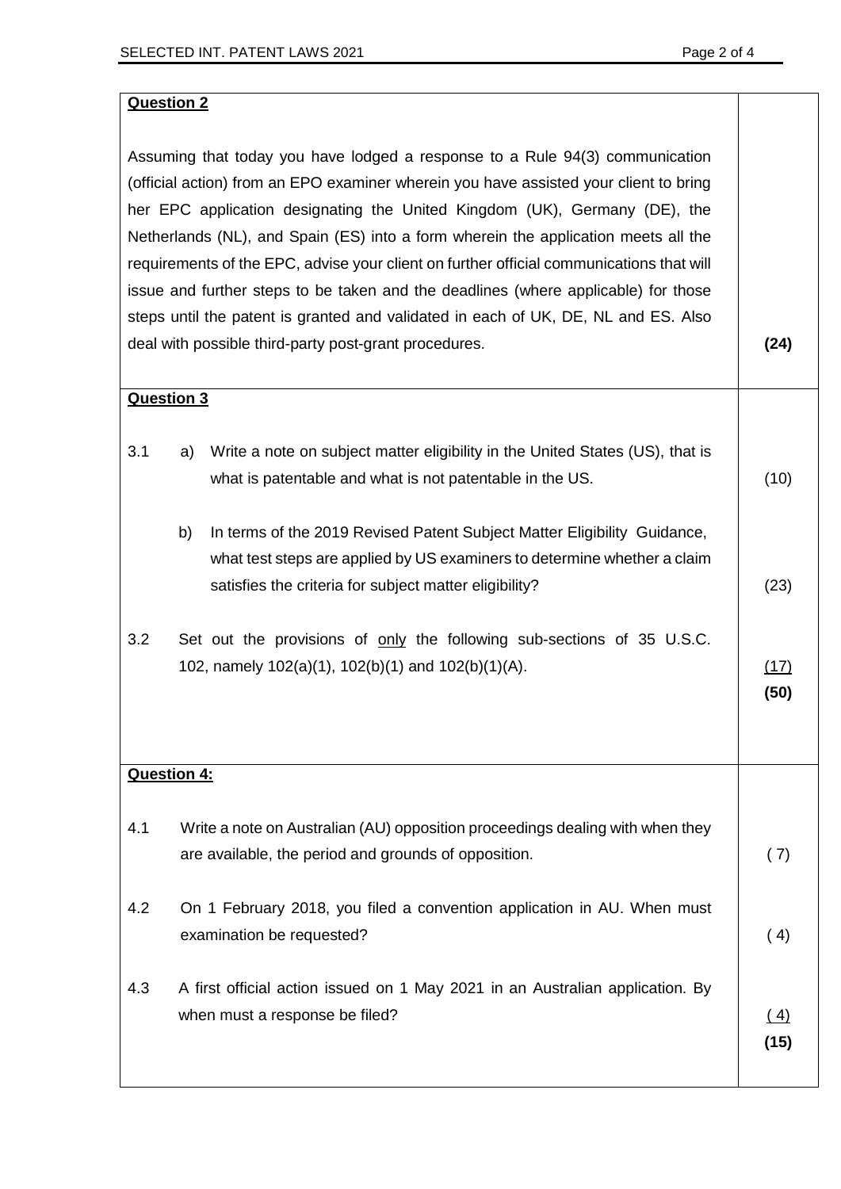**Question 2**

Assuming that today you have lodged a response to a Rule 94(3) communication (official action) from an EPO examiner wherein you have assisted your client to bring her EPC application designating the United Kingdom (UK), Germany (DE), the Netherlands (NL), and Spain (ES) into a form wherein the application meets all the requirements of the EPC, advise your client on further official communications that will issue and further steps to be taken and the deadlines (where applicable) for those steps until the patent is granted and validated in each of UK, DE, NL and ES. Also deal with possible third-party post-grant procedures. **(24)**

**Question 3**

3.1 a) Write a note on subject matter eligibility in the United States (US), that is what is patentable and what is not patentable in the US. (10)

b) In terms of the 2019 Revised Patent Subject Matter Eligibility Guidance, what test steps are applied by US examiners to determine whether a claim satisfies the criteria for subject matter eligibility? (23)

3.2 Set out the provisions of <u>only</u> the following sub-sections of 35 U.S.C. 102, namely 102(a)(1), 102(b)(1) and 102(b)(1)(A). <u>(17)</u>

**(50)**

**Question 4:**

4.1 Write a note on Australian (AU) opposition proceedings dealing with when they are available, the period and grounds of opposition. ( 7)

4.2 On 1 February 2018, you filed a convention application in AU. When must examination be requested? ( 4)

4.3 A first official action issued on 1 May 2021 in an Australian application. By when must a response be filed? <u>( 4)</u>

**(15)**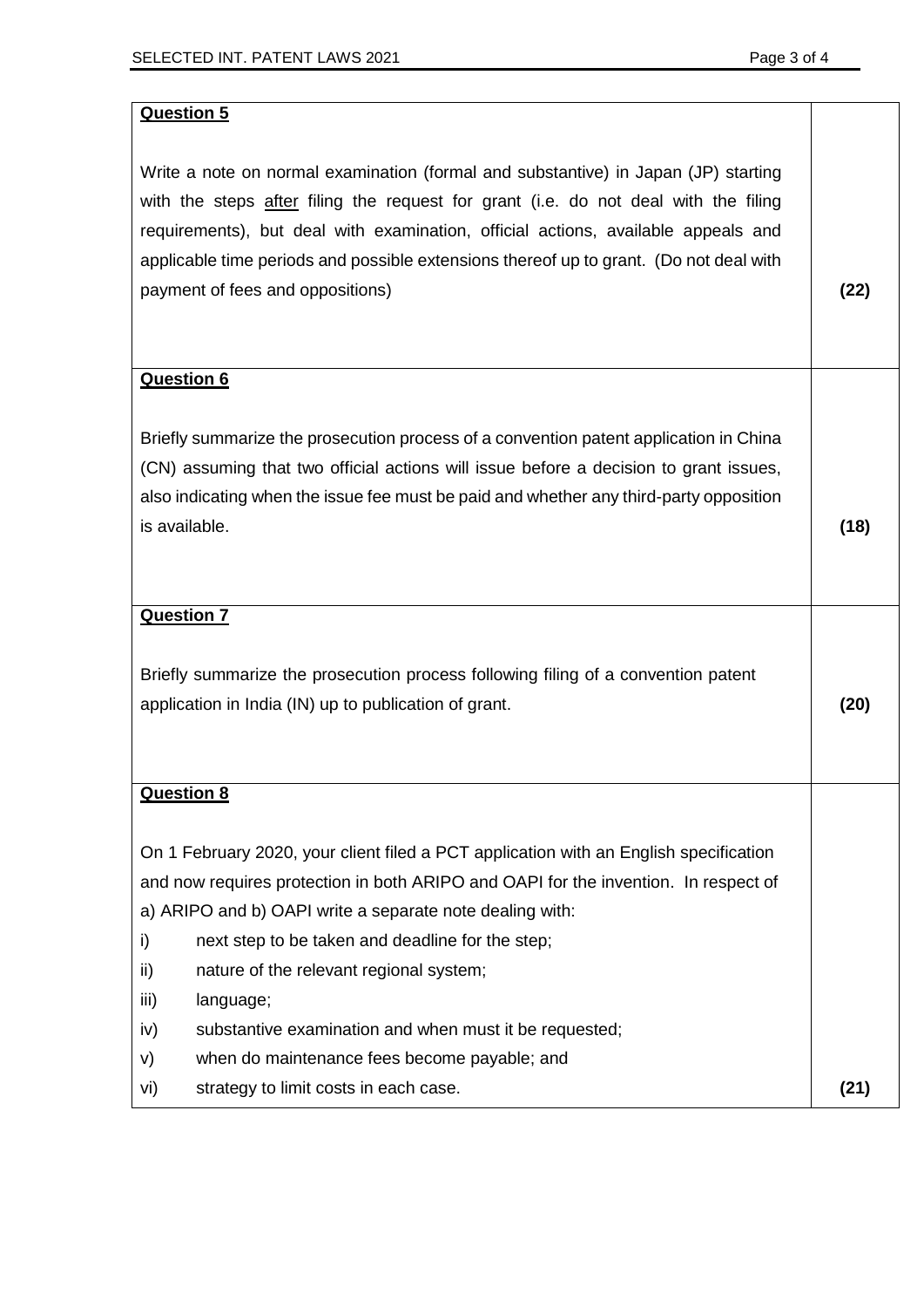| **Question 5**<br><br>Write a note on normal examination (formal and substantive) in Japan (JP) starting with the steps <u>after</u> filing the request for grant (i.e. do not deal with the filing requirements), but deal with examination, official actions, available appeals and applicable time periods and possible extensions thereof up to grant. (Do not deal with payment of fees and oppositions) | **(22)** |
| --- | --- |
| **Question 6**<br><br>Briefly summarize the prosecution process of a convention patent application in China (CN) assuming that two official actions will issue before a decision to grant issues, also indicating when the issue fee must be paid and whether any third-party opposition is available. | **(18)** |
| **Question 7**<br><br>Briefly summarize the prosecution process following filing of a convention patent application in India (IN) up to publication of grant. | **(20)** |
| **Question 8**<br><br>On 1 February 2020, your client filed a PCT application with an English specification and now requires protection in both ARIPO and OAPI for the invention. In respect of a) ARIPO and b) OAPI write a separate note dealing with:<br>i) next step to be taken and deadline for the step;<br>ii) nature of the relevant regional system;<br>iii) language;<br>iv) substantive examination and when must it be requested;<br>v) when do maintenance fees become payable; and<br>vi) strategy to limit costs in each case. | **(21)** |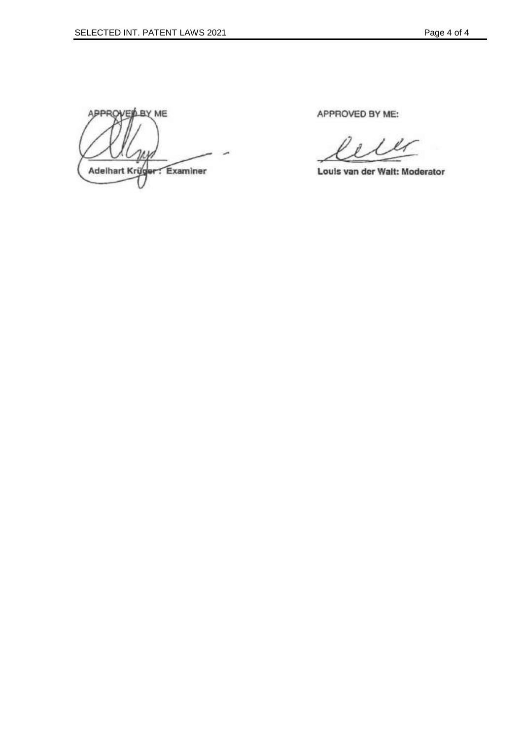APPROVED BY ME

Adelhart Krüger : Examiner

APPROVED BY ME:

Louis van der Walt: Moderator